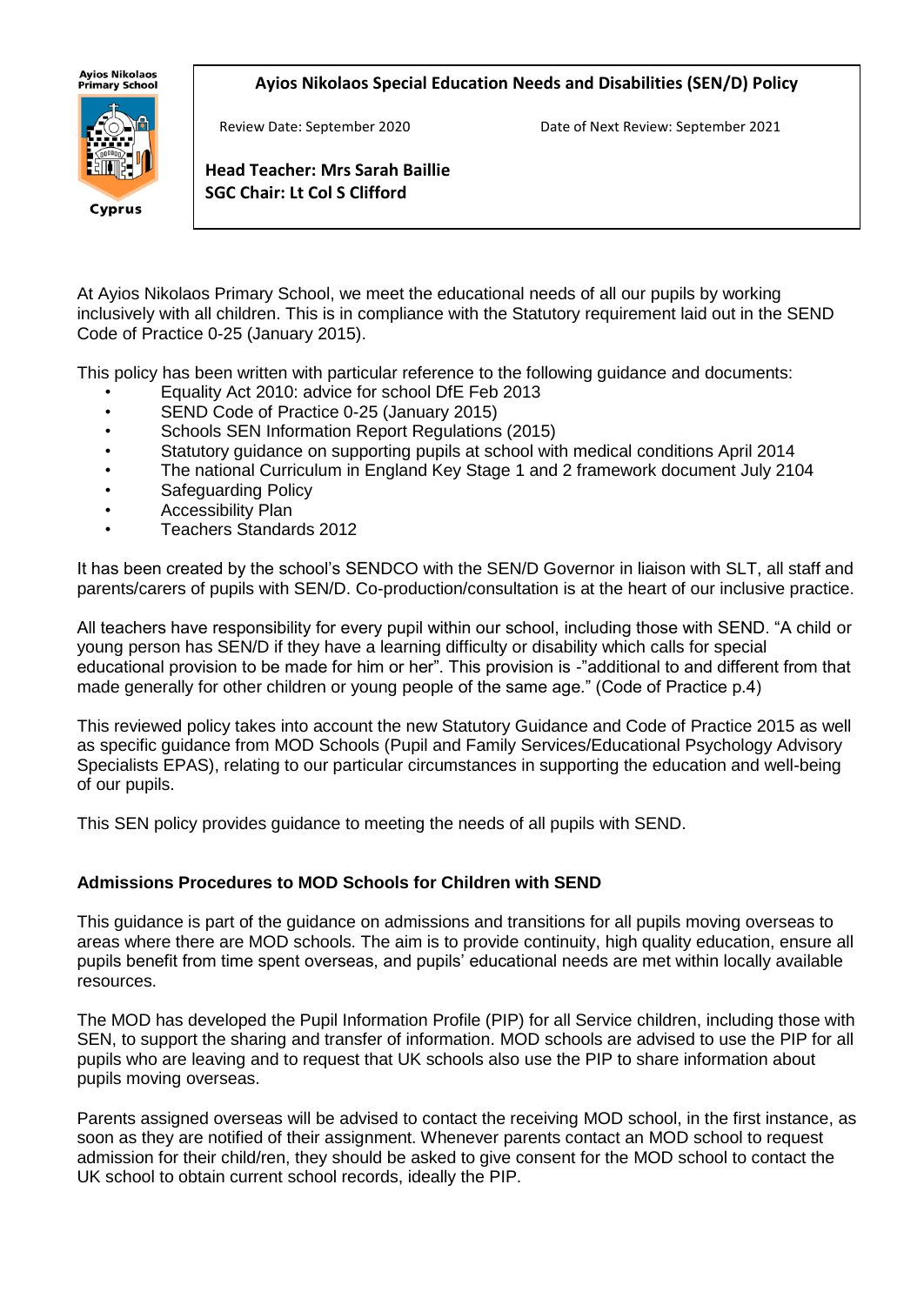**Ayios Nikolaos Primary School**

**Cyprus**

# Ayios Nikolaos Special Education Needs and Disabilities (SEN/D) Policy

Review Date: September 2020 | Date of Next Review: September 2021

**Head Teacher: Mrs Sarah Baillie**
**SGC Chair: Lt Col S Clifford**

At Ayios Nikolaos Primary School, we meet the educational needs of all our pupils by working inclusively with all children. This is in compliance with the Statutory requirement laid out in the SEND Code of Practice 0-25 (January 2015).

This policy has been written with particular reference to the following guidance and documents:

- Equality Act 2010: advice for school DfE Feb 2013
- SEND Code of Practice 0-25 (January 2015)
- Schools SEN Information Report Regulations (2015)
- Statutory guidance on supporting pupils at school with medical conditions April 2014
- The national Curriculum in England Key Stage 1 and 2 framework document July 2104
- Safeguarding Policy
- Accessibility Plan
- Teachers Standards 2012

It has been created by the school's SENDCO with the SEN/D Governor in liaison with SLT, all staff and parents/carers of pupils with SEN/D. Co-production/consultation is at the heart of our inclusive practice.

All teachers have responsibility for every pupil within our school, including those with SEND. "A child or young person has SEN/D if they have a learning difficulty or disability which calls for special educational provision to be made for him or her". This provision is -"additional to and different from that made generally for other children or young people of the same age." (Code of Practice p.4)

This reviewed policy takes into account the new Statutory Guidance and Code of Practice 2015 as well as specific guidance from MOD Schools (Pupil and Family Services/Educational Psychology Advisory Specialists EPAS), relating to our particular circumstances in supporting the education and well-being of our pupils.

This SEN policy provides guidance to meeting the needs of all pupils with SEND.

## Admissions Procedures to MOD Schools for Children with SEND

This guidance is part of the guidance on admissions and transitions for all pupils moving overseas to areas where there are MOD schools. The aim is to provide continuity, high quality education, ensure all pupils benefit from time spent overseas, and pupils' educational needs are met within locally available resources.

The MOD has developed the Pupil Information Profile (PIP) for all Service children, including those with SEN, to support the sharing and transfer of information. MOD schools are advised to use the PIP for all pupils who are leaving and to request that UK schools also use the PIP to share information about pupils moving overseas.

Parents assigned overseas will be advised to contact the receiving MOD school, in the first instance, as soon as they are notified of their assignment. Whenever parents contact an MOD school to request admission for their child/ren, they should be asked to give consent for the MOD school to contact the UK school to obtain current school records, ideally the PIP.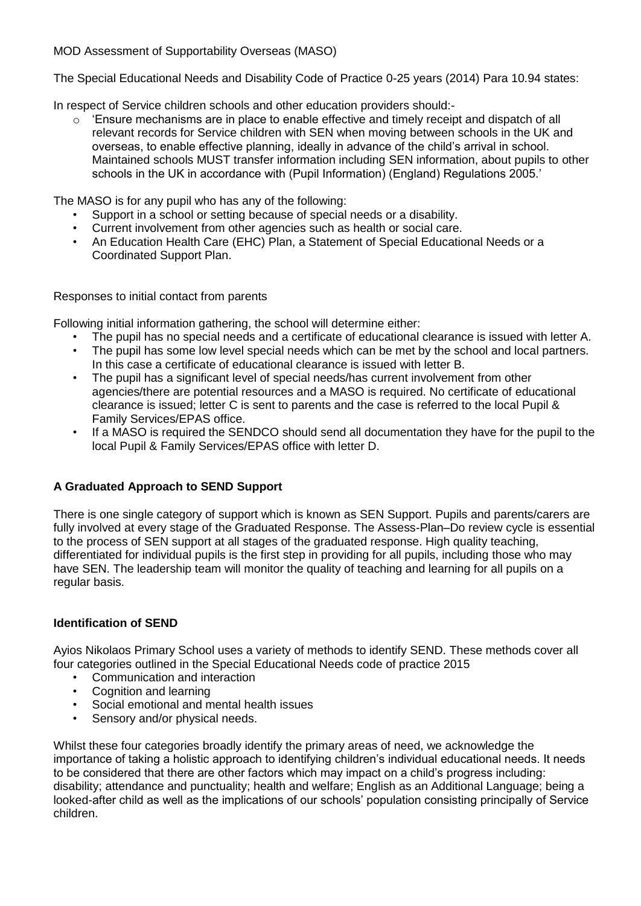MOD Assessment of Supportability Overseas (MASO)

The Special Educational Needs and Disability Code of Practice 0-25 years (2014) Para 10.94 states:

In respect of Service children schools and other education providers should:-

- 'Ensure mechanisms are in place to enable effective and timely receipt and dispatch of all relevant records for Service children with SEN when moving between schools in the UK and overseas, to enable effective planning, ideally in advance of the child's arrival in school. Maintained schools MUST transfer information including SEN information, about pupils to other schools in the UK in accordance with (Pupil Information) (England) Regulations 2005.'

The MASO is for any pupil who has any of the following:

- Support in a school or setting because of special needs or a disability.
- Current involvement from other agencies such as health or social care.
- An Education Health Care (EHC) Plan, a Statement of Special Educational Needs or a Coordinated Support Plan.

Responses to initial contact from parents

Following initial information gathering, the school will determine either:

- The pupil has no special needs and a certificate of educational clearance is issued with letter A.
- The pupil has some low level special needs which can be met by the school and local partners. In this case a certificate of educational clearance is issued with letter B.
- The pupil has a significant level of special needs/has current involvement from other agencies/there are potential resources and a MASO is required. No certificate of educational clearance is issued; letter C is sent to parents and the case is referred to the local Pupil & Family Services/EPAS office.
- If a MASO is required the SENDCO should send all documentation they have for the pupil to the local Pupil & Family Services/EPAS office with letter D.

## A Graduated Approach to SEND Support

There is one single category of support which is known as SEN Support. Pupils and parents/carers are fully involved at every stage of the Graduated Response. The Assess-Plan–Do review cycle is essential to the process of SEN support at all stages of the graduated response. High quality teaching, differentiated for individual pupils is the first step in providing for all pupils, including those who may have SEN. The leadership team will monitor the quality of teaching and learning for all pupils on a regular basis.

## Identification of SEND

Ayios Nikolaos Primary School uses a variety of methods to identify SEND. These methods cover all four categories outlined in the Special Educational Needs code of practice 2015

- Communication and interaction
- Cognition and learning
- Social emotional and mental health issues
- Sensory and/or physical needs.

Whilst these four categories broadly identify the primary areas of need, we acknowledge the importance of taking a holistic approach to identifying children's individual educational needs. It needs to be considered that there are other factors which may impact on a child's progress including: disability; attendance and punctuality; health and welfare; English as an Additional Language; being a looked-after child as well as the implications of our schools' population consisting principally of Service children.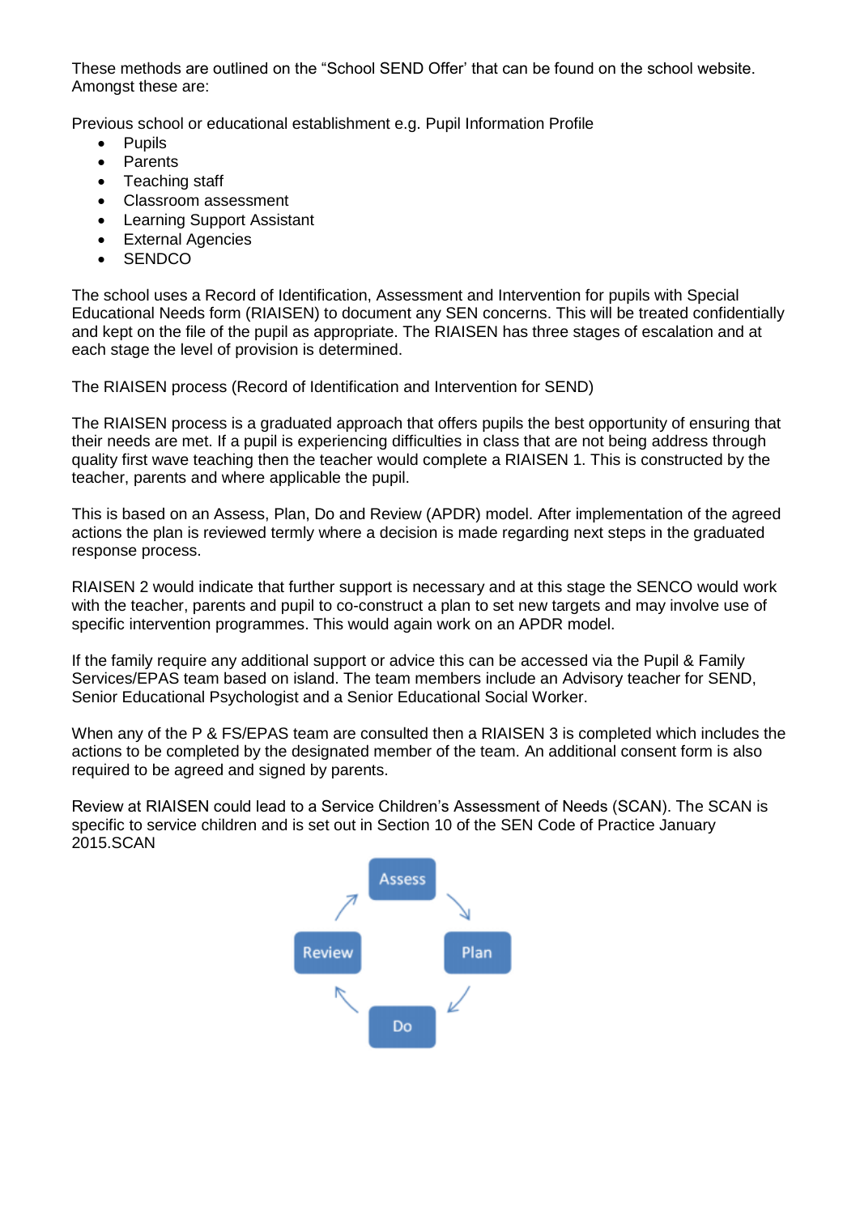These methods are outlined on the "School SEND Offer' that can be found on the school website. Amongst these are:

Previous school or educational establishment e.g. Pupil Information Profile

- Pupils
- Parents
- Teaching staff
- Classroom assessment
- Learning Support Assistant
- External Agencies
- SENDCO

The school uses a Record of Identification, Assessment and Intervention for pupils with Special Educational Needs form (RIAISEN) to document any SEN concerns. This will be treated confidentially and kept on the file of the pupil as appropriate. The RIAISEN has three stages of escalation and at each stage the level of provision is determined.

The RIAISEN process (Record of Identification and Intervention for SEND)

The RIAISEN process is a graduated approach that offers pupils the best opportunity of ensuring that their needs are met. If a pupil is experiencing difficulties in class that are not being address through quality first wave teaching then the teacher would complete a RIAISEN 1. This is constructed by the teacher, parents and where applicable the pupil.

This is based on an Assess, Plan, Do and Review (APDR) model. After implementation of the agreed actions the plan is reviewed termly where a decision is made regarding next steps in the graduated response process.

RIAISEN 2 would indicate that further support is necessary and at this stage the SENCO would work with the teacher, parents and pupil to co-construct a plan to set new targets and may involve use of specific intervention programmes. This would again work on an APDR model.

If the family require any additional support or advice this can be accessed via the Pupil & Family Services/EPAS team based on island. The team members include an Advisory teacher for SEND, Senior Educational Psychologist and a Senior Educational Social Worker.

When any of the P & FS/EPAS team are consulted then a RIAISEN 3 is completed which includes the actions to be completed by the designated member of the team. An additional consent form is also required to be agreed and signed by parents.

Review at RIAISEN could lead to a Service Children's Assessment of Needs (SCAN). The SCAN is specific to service children and is set out in Section 10 of the SEN Code of Practice January 2015.SCAN

Assess → Plan → Do → Review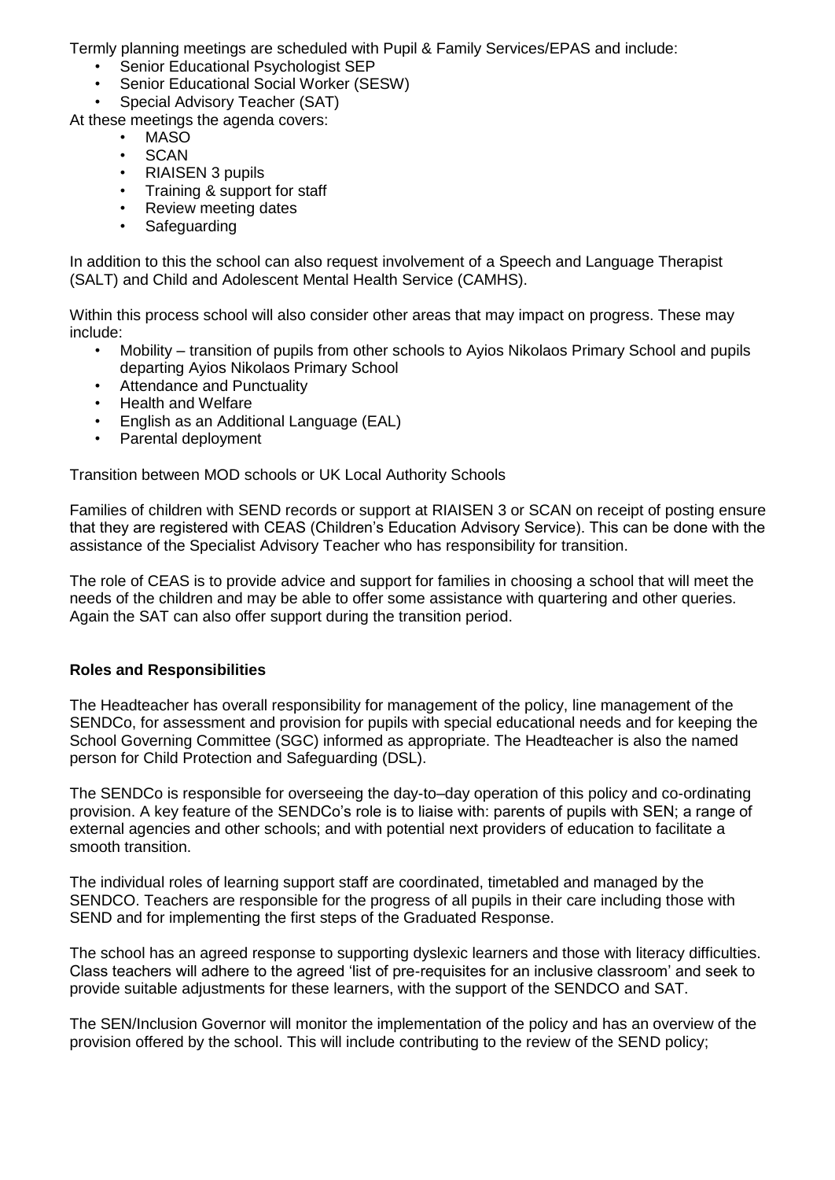Termly planning meetings are scheduled with Pupil & Family Services/EPAS and include:

- Senior Educational Psychologist SEP
- Senior Educational Social Worker (SESW)
- Special Advisory Teacher (SAT)

At these meetings the agenda covers:

- MASO
- SCAN
- RIAISEN 3 pupils
- Training & support for staff
- Review meeting dates
- Safeguarding

In addition to this the school can also request involvement of a Speech and Language Therapist (SALT) and Child and Adolescent Mental Health Service (CAMHS).

Within this process school will also consider other areas that may impact on progress. These may include:

- Mobility – transition of pupils from other schools to Ayios Nikolaos Primary School and pupils departing Ayios Nikolaos Primary School
- Attendance and Punctuality
- Health and Welfare
- English as an Additional Language (EAL)
- Parental deployment

Transition between MOD schools or UK Local Authority Schools

Families of children with SEND records or support at RIAISEN 3 or SCAN on receipt of posting ensure that they are registered with CEAS (Children's Education Advisory Service). This can be done with the assistance of the Specialist Advisory Teacher who has responsibility for transition.

The role of CEAS is to provide advice and support for families in choosing a school that will meet the needs of the children and may be able to offer some assistance with quartering and other queries. Again the SAT can also offer support during the transition period.

**Roles and Responsibilities**

The Headteacher has overall responsibility for management of the policy, line management of the SENDCo, for assessment and provision for pupils with special educational needs and for keeping the School Governing Committee (SGC) informed as appropriate. The Headteacher is also the named person for Child Protection and Safeguarding (DSL).

The SENDCo is responsible for overseeing the day-to–day operation of this policy and co-ordinating provision. A key feature of the SENDCo's role is to liaise with: parents of pupils with SEN; a range of external agencies and other schools; and with potential next providers of education to facilitate a smooth transition.

The individual roles of learning support staff are coordinated, timetabled and managed by the SENDCO. Teachers are responsible for the progress of all pupils in their care including those with SEND and for implementing the first steps of the Graduated Response.

The school has an agreed response to supporting dyslexic learners and those with literacy difficulties. Class teachers will adhere to the agreed 'list of pre-requisites for an inclusive classroom' and seek to provide suitable adjustments for these learners, with the support of the SENDCO and SAT.

The SEN/Inclusion Governor will monitor the implementation of the policy and has an overview of the provision offered by the school. This will include contributing to the review of the SEND policy;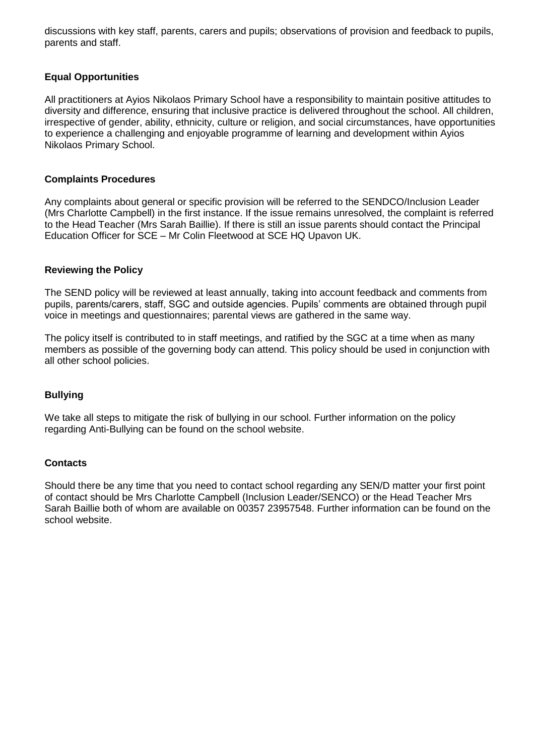discussions with key staff, parents, carers and pupils; observations of provision and feedback to pupils, parents and staff.

### Equal Opportunities

All practitioners at Ayios Nikolaos Primary School have a responsibility to maintain positive attitudes to diversity and difference, ensuring that inclusive practice is delivered throughout the school. All children, irrespective of gender, ability, ethnicity, culture or religion, and social circumstances, have opportunities to experience a challenging and enjoyable programme of learning and development within Ayios Nikolaos Primary School.

### Complaints Procedures

Any complaints about general or specific provision will be referred to the SENDCO/Inclusion Leader (Mrs Charlotte Campbell) in the first instance. If the issue remains unresolved, the complaint is referred to the Head Teacher (Mrs Sarah Baillie). If there is still an issue parents should contact the Principal Education Officer for SCE – Mr Colin Fleetwood at SCE HQ Upavon UK.

### Reviewing the Policy

The SEND policy will be reviewed at least annually, taking into account feedback and comments from pupils, parents/carers, staff, SGC and outside agencies. Pupils' comments are obtained through pupil voice in meetings and questionnaires; parental views are gathered in the same way.

The policy itself is contributed to in staff meetings, and ratified by the SGC at a time when as many members as possible of the governing body can attend. This policy should be used in conjunction with all other school policies.

### Bullying

We take all steps to mitigate the risk of bullying in our school. Further information on the policy regarding Anti-Bullying can be found on the school website.

### Contacts

Should there be any time that you need to contact school regarding any SEN/D matter your first point of contact should be Mrs Charlotte Campbell (Inclusion Leader/SENCO) or the Head Teacher Mrs Sarah Baillie both of whom are available on 00357 23957548. Further information can be found on the school website.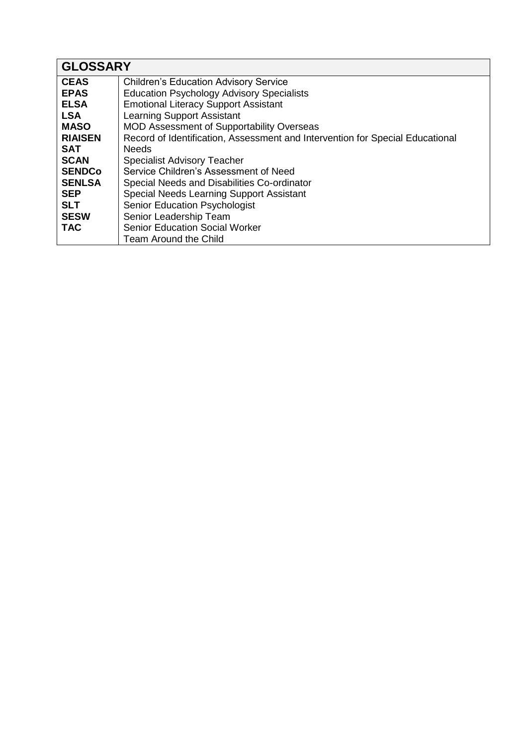| GLOSSARY | |
|---|---|
| **CEAS** | Children's Education Advisory Service |
| **EPAS** | Education Psychology Advisory Specialists |
| **ELSA** | Emotional Literacy Support Assistant |
| **LSA** | Learning Support Assistant |
| **MASO** | MOD Assessment of Supportability Overseas |
| **RIAISEN** | Record of Identification, Assessment and Intervention for Special Educational Needs |
| **SAT** | Specialist Advisory Teacher |
| **SCAN** | Service Children's Assessment of Need |
| **SENDCo** | Special Needs and Disabilities Co-ordinator |
| **SENLSA** | Special Needs Learning Support Assistant |
| **SEP** | Senior Education Psychologist |
| **SLT** | Senior Leadership Team |
| **SESW** | Senior Education Social Worker |
| **TAC** | Team Around the Child |